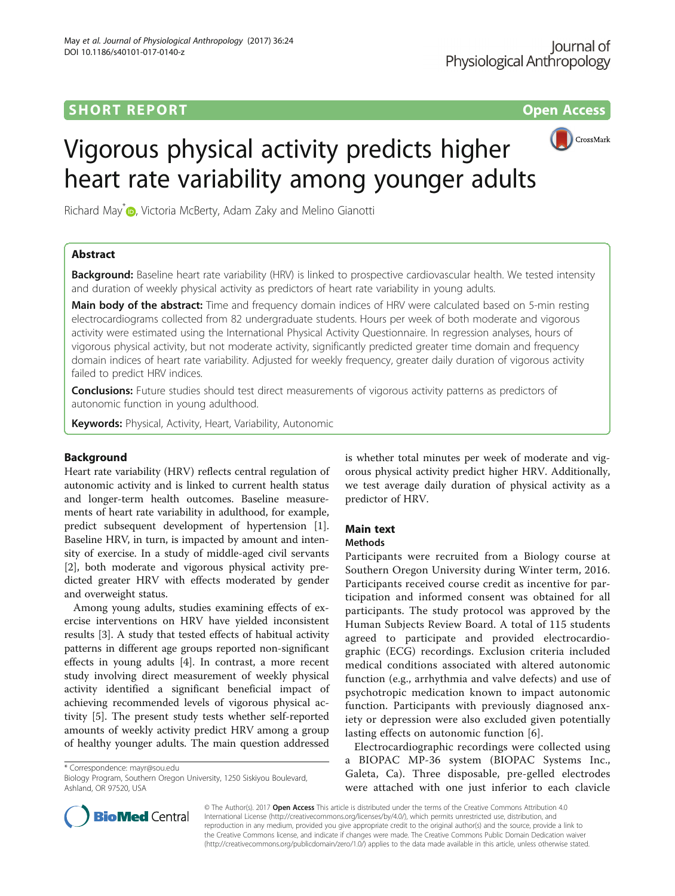SHORT REPORT

Open Access

# Vigorous physical activity predicts higher heart rate variability among younger adults

Richard May*, Victoria McBerty, Adam Zaky and Melino Gianotti

## Abstract

**Background:** Baseline heart rate variability (HRV) is linked to prospective cardiovascular health. We tested intensity and duration of weekly physical activity as predictors of heart rate variability in young adults.

**Main body of the abstract:** Time and frequency domain indices of HRV were calculated based on 5-min resting electrocardiograms collected from 82 undergraduate students. Hours per week of both moderate and vigorous activity were estimated using the International Physical Activity Questionnaire. In regression analyses, hours of vigorous physical activity, but not moderate activity, significantly predicted greater time domain and frequency domain indices of heart rate variability. Adjusted for weekly frequency, greater daily duration of vigorous activity failed to predict HRV indices.

**Conclusions:** Future studies should test direct measurements of vigorous activity patterns as predictors of autonomic function in young adulthood.

**Keywords:** Physical, Activity, Heart, Variability, Autonomic

## Background

Heart rate variability (HRV) reflects central regulation of autonomic activity and is linked to current health status and longer-term health outcomes. Baseline measurements of heart rate variability in adulthood, for example, predict subsequent development of hypertension [1]. Baseline HRV, in turn, is impacted by amount and intensity of exercise. In a study of middle-aged civil servants [2], both moderate and vigorous physical activity predicted greater HRV with effects moderated by gender and overweight status.

Among young adults, studies examining effects of exercise interventions on HRV have yielded inconsistent results [3]. A study that tested effects of habitual activity patterns in different age groups reported non-significant effects in young adults [4]. In contrast, a more recent study involving direct measurement of weekly physical activity identified a significant beneficial impact of achieving recommended levels of vigorous physical activity [5]. The present study tests whether self-reported amounts of weekly activity predict HRV among a group of healthy younger adults. The main question addressed is whether total minutes per week of moderate and vigorous physical activity predict higher HRV. Additionally, we test average daily duration of physical activity as a predictor of HRV.

## Main text

### Methods

Participants were recruited from a Biology course at Southern Oregon University during Winter term, 2016. Participants received course credit as incentive for participation and informed consent was obtained for all participants. The study protocol was approved by the Human Subjects Review Board. A total of 115 students agreed to participate and provided electrocardiographic (ECG) recordings. Exclusion criteria included medical conditions associated with altered autonomic function (e.g., arrhythmia and valve defects) and use of psychotropic medication known to impact autonomic function. Participants with previously diagnosed anxiety or depression were also excluded given potentially lasting effects on autonomic function [6].

Electrocardiographic recordings were collected using a BIOPAC MP-36 system (BIOPAC Systems Inc., Galeta, Ca). Three disposable, pre-gelled electrodes were attached with one just inferior to each clavicle

\* Correspondence: mayr@sou.edu
Biology Program, Southern Oregon University, 1250 Siskiyou Boulevard, Ashland, OR 97520, USA

© The Author(s). 2017 **Open Access** This article is distributed under the terms of the Creative Commons Attribution 4.0 International License (http://creativecommons.org/licenses/by/4.0/), which permits unrestricted use, distribution, and reproduction in any medium, provided you give appropriate credit to the original author(s) and the source, provide a link to the Creative Commons license, and indicate if changes were made. The Creative Commons Public Domain Dedication waiver (http://creativecommons.org/publicdomain/zero/1.0/) applies to the data made available in this article, unless otherwise stated.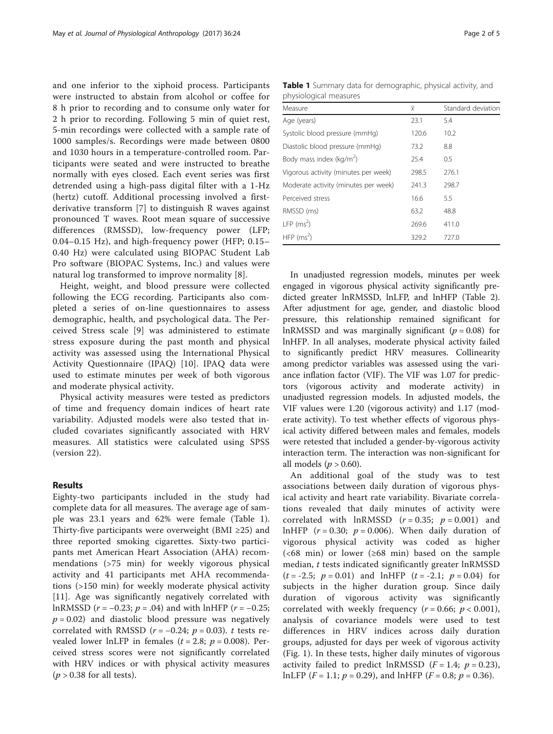and one inferior to the xiphoid process. Participants were instructed to abstain from alcohol or coffee for 8 h prior to recording and to consume only water for 2 h prior to recording. Following 5 min of quiet rest, 5-min recordings were collected with a sample rate of 1000 samples/s. Recordings were made between 0800 and 1030 hours in a temperature-controlled room. Participants were seated and were instructed to breathe normally with eyes closed. Each event series was first detrended using a high-pass digital filter with a 1-Hz (hertz) cutoff. Additional processing involved a first-derivative transform [7] to distinguish R waves against pronounced T waves. Root mean square of successive differences (RMSSD), low-frequency power (LFP; 0.04–0.15 Hz), and high-frequency power (HFP; 0.15–0.40 Hz) were calculated using BIOPAC Student Lab Pro software (BIOPAC Systems, Inc.) and values were natural log transformed to improve normality [8].

Height, weight, and blood pressure were collected following the ECG recording. Participants also completed a series of on-line questionnaires to assess demographic, health, and psychological data. The Perceived Stress scale [9] was administered to estimate stress exposure during the past month and physical activity was assessed using the International Physical Activity Questionnaire (IPAQ) [10]. IPAQ data were used to estimate minutes per week of both vigorous and moderate physical activity.

Physical activity measures were tested as predictors of time and frequency domain indices of heart rate variability. Adjusted models were also tested that included covariates significantly associated with HRV measures. All statistics were calculated using SPSS (version 22).

## Results

Eighty-two participants included in the study had complete data for all measures. The average age of sample was 23.1 years and 62% were female (Table 1). Thirty-five participants were overweight (BMI ≥25) and three reported smoking cigarettes. Sixty-two participants met American Heart Association (AHA) recommendations (>75 min) for weekly vigorous physical activity and 41 participants met AHA recommendations (>150 min) for weekly moderate physical activity [11]. Age was significantly negatively correlated with lnRMSSD ($r = -0.23$; $p = .04$) and with lnHFP ($r = -0.25$; $p = 0.02$) and diastolic blood pressure was negatively correlated with RMSSD ($r = -0.24$; $p = 0.03$). $t$ tests revealed lower lnLFP in females ($t = 2.8$; $p = 0.008$). Perceived stress scores were not significantly correlated with HRV indices or with physical activity measures ($p > 0.38$ for all tests).

**Table 1** Summary data for demographic, physical activity, and physiological measures

| Measure | $\bar{x}$ | Standard deviation |
|---|---|---|
| Age (years) | 23.1 | 5.4 |
| Systolic blood pressure (mmHg) | 120.6 | 10.2 |
| Diastolic blood pressure (mmHg) | 73.2 | 8.8 |
| Body mass index (kg/m$^2$) | 25.4 | 0.5 |
| Vigorous activity (minutes per week) | 298.5 | 276.1 |
| Moderate activity (minutes per week) | 241.3 | 298.7 |
| Perceived stress | 16.6 | 5.5 |
| RMSSD (ms) | 63.2 | 48.8 |
| LFP (ms$^2$) | 269.6 | 411.0 |
| HFP (ms$^2$) | 329.2 | 727.0 |

In unadjusted regression models, minutes per week engaged in vigorous physical activity significantly predicted greater lnRMSSD, lnLFP, and lnHFP (Table 2). After adjustment for age, gender, and diastolic blood pressure, this relationship remained significant for lnRMSSD and was marginally significant ($p = 0.08$) for lnHFP. In all analyses, moderate physical activity failed to significantly predict HRV measures. Collinearity among predictor variables was assessed using the variance inflation factor (VIF). The VIF was 1.07 for predictors (vigorous activity and moderate activity) in unadjusted regression models. In adjusted models, the VIF values were 1.20 (vigorous activity) and 1.17 (moderate activity). To test whether effects of vigorous physical activity differed between males and females, models were retested that included a gender-by-vigorous activity interaction term. The interaction was non-significant for all models ($p > 0.60$).

An additional goal of the study was to test associations between daily duration of vigorous physical activity and heart rate variability. Bivariate correlations revealed that daily minutes of activity were correlated with lnRMSSD ($r = 0.35$; $p = 0.001$) and lnHFP ($r = 0.30$; $p = 0.006$). When daily duration of vigorous physical activity was coded as higher (<68 min) or lower (≥68 min) based on the sample median, $t$ tests indicated significantly greater lnRMSSD ($t = -2.5$; $p = 0.01$) and lnHFP ($t = -2.1$; $p = 0.04$) for subjects in the higher duration group. Since daily duration of vigorous activity was significantly correlated with weekly frequency ($r = 0.66$; $p < 0.001$), analysis of covariance models were used to test differences in HRV indices across daily duration groups, adjusted for days per week of vigorous activity (Fig. 1). In these tests, higher daily minutes of vigorous activity failed to predict lnRMSSD ($F = 1.4$; $p = 0.23$), lnLFP ($F = 1.1$; $p = 0.29$), and lnHFP ($F = 0.8$; $p = 0.36$).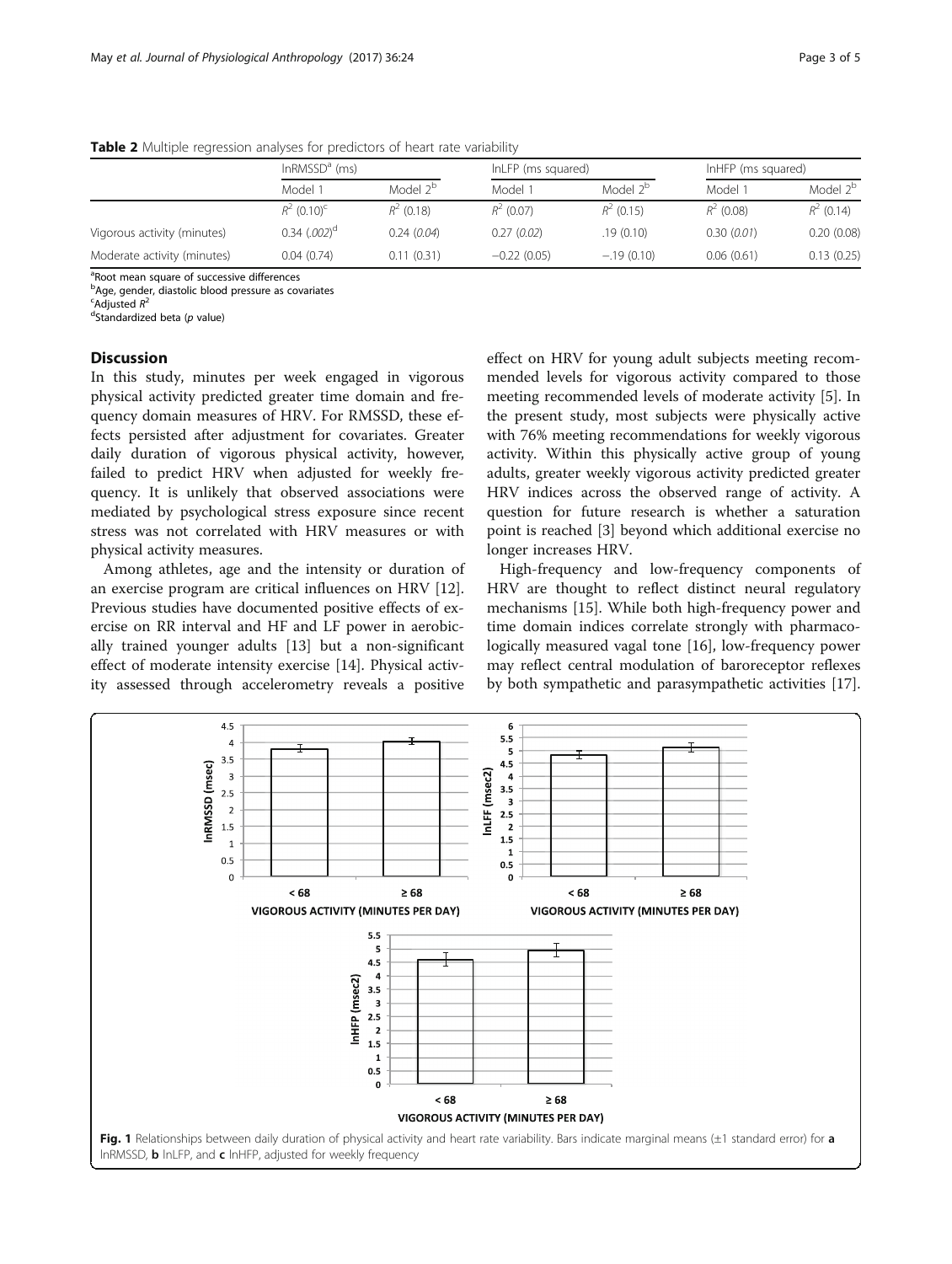**Table 2** Multiple regression analyses for predictors of heart rate variability

| | lnRMSSD[a] (ms) | | lnLFP (ms squared) | | lnHFP (ms squared) | |
|---|---|---|---|---|---|---|
| | Model 1 | Model 2[b] | Model 1 | Model 2[b] | Model 1 | Model 2[b] |
| | $R^2$ (0.10)[c] | $R^2$ (0.18) | $R^2$ (0.07) | $R^2$ (0.15) | $R^2$ (0.08) | $R^2$ (0.14) |
| Vigorous activity (minutes) | 0.34 (*.002*)[d] | 0.24 (*0.04*) | 0.27 (*0.02*) | .19 (0.10) | 0.30 (*0.01*) | 0.20 (0.08) |
| Moderate activity (minutes) | 0.04 (0.74) | 0.11 (0.31) | −0.22 (0.05) | −.19 (0.10) | 0.06 (0.61) | 0.13 (0.25) |

[a]Root mean square of successive differences
[b]Age, gender, diastolic blood pressure as covariates
[c]Adjusted $R^2$
[d]Standardized beta (*p* value)

## Discussion

In this study, minutes per week engaged in vigorous physical activity predicted greater time domain and frequency domain measures of HRV. For RMSSD, these effects persisted after adjustment for covariates. Greater daily duration of vigorous physical activity, however, failed to predict HRV when adjusted for weekly frequency. It is unlikely that observed associations were mediated by psychological stress exposure since recent stress was not correlated with HRV measures or with physical activity measures.

Among athletes, age and the intensity or duration of an exercise program are critical influences on HRV [12]. Previous studies have documented positive effects of exercise on RR interval and HF and LF power in aerobically trained younger adults [13] but a non-significant effect of moderate intensity exercise [14]. Physical activity assessed through accelerometry reveals a positive effect on HRV for young adult subjects meeting recommended levels for vigorous activity compared to those meeting recommended levels of moderate activity [5]. In the present study, most subjects were physically active with 76% meeting recommendations for weekly vigorous activity. Within this physically active group of young adults, greater weekly vigorous activity predicted greater HRV indices across the observed range of activity. A question for future research is whether a saturation point is reached [3] beyond which additional exercise no longer increases HRV.

High-frequency and low-frequency components of HRV are thought to reflect distinct neural regulatory mechanisms [15]. While both high-frequency power and time domain indices correlate strongly with pharmacologically measured vagal tone [16], low-frequency power may reflect central modulation of baroreceptor reflexes by both sympathetic and parasympathetic activities [17].

**Fig. 1** Relationships between daily duration of physical activity and heart rate variability. Bars indicate marginal means (±1 standard error) for **a** lnRMSSD, **b** lnLFP, and **c** lnHFP, adjusted for weekly frequency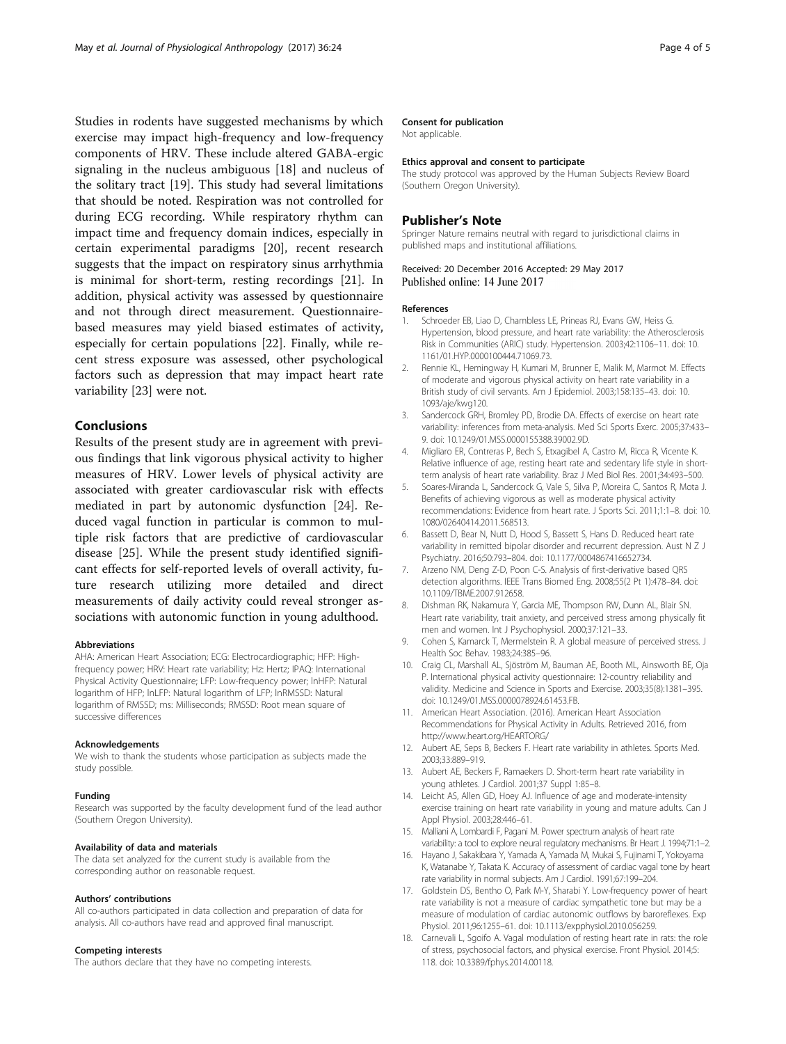Studies in rodents have suggested mechanisms by which exercise may impact high-frequency and low-frequency components of HRV. These include altered GABA-ergic signaling in the nucleus ambiguous [18] and nucleus of the solitary tract [19]. This study had several limitations that should be noted. Respiration was not controlled for during ECG recording. While respiratory rhythm can impact time and frequency domain indices, especially in certain experimental paradigms [20], recent research suggests that the impact on respiratory sinus arrhythmia is minimal for short-term, resting recordings [21]. In addition, physical activity was assessed by questionnaire and not through direct measurement. Questionnaire-based measures may yield biased estimates of activity, especially for certain populations [22]. Finally, while recent stress exposure was assessed, other psychological factors such as depression that may impact heart rate variability [23] were not.

## Conclusions

Results of the present study are in agreement with previous findings that link vigorous physical activity to higher measures of HRV. Lower levels of physical activity are associated with greater cardiovascular risk with effects mediated in part by autonomic dysfunction [24]. Reduced vagal function in particular is common to multiple risk factors that are predictive of cardiovascular disease [25]. While the present study identified significant effects for self-reported levels of overall activity, future research utilizing more detailed and direct measurements of daily activity could reveal stronger associations with autonomic function in young adulthood.

#### Abbreviations

AHA: American Heart Association; ECG: Electrocardiographic; HFP: High-frequency power; HRV: Heart rate variability; Hz: Hertz; IPAQ: International Physical Activity Questionnaire; LFP: Low-frequency power; lnHFP: Natural logarithm of HFP; lnLFP: Natural logarithm of LFP; lnRMSSD: Natural logarithm of RMSSD; ms: Milliseconds; RMSSD: Root mean square of successive differences

#### Acknowledgements

We wish to thank the students whose participation as subjects made the study possible.

#### Funding

Research was supported by the faculty development fund of the lead author (Southern Oregon University).

#### Availability of data and materials

The data set analyzed for the current study is available from the corresponding author on reasonable request.

#### Authors' contributions

All co-authors participated in data collection and preparation of data for analysis. All co-authors have read and approved final manuscript.

#### Competing interests

The authors declare that they have no competing interests.

#### Consent for publication

Not applicable.

#### Ethics approval and consent to participate

The study protocol was approved by the Human Subjects Review Board (Southern Oregon University).

### Publisher's Note

Springer Nature remains neutral with regard to jurisdictional claims in published maps and institutional affiliations.

Received: 20 December 2016 Accepted: 29 May 2017
Published online: 14 June 2017

#### References

1. Schroeder EB, Liao D, Chambless LE, Prineas RJ, Evans GW, Heiss G. Hypertension, blood pressure, and heart rate variability: the Atherosclerosis Risk in Communities (ARIC) study. Hypertension. 2003;42:1106–11. doi: 10.1161/01.HYP.0000100444.71069.73.
2. Rennie KL, Hemingway H, Kumari M, Brunner E, Malik M, Marmot M. Effects of moderate and vigorous physical activity on heart rate variability in a British study of civil servants. Am J Epidemiol. 2003;158:135–43. doi: 10.1093/aje/kwg120.
3. Sandercock GRH, Bromley PD, Brodie DA. Effects of exercise on heart rate variability: inferences from meta-analysis. Med Sci Sports Exerc. 2005;37:433–9. doi: 10.1249/01.MSS.0000155388.39002.9D.
4. Migliaro ER, Contreras P, Bech S, Etxagibel A, Castro M, Ricca R, Vicente K. Relative influence of age, resting heart rate and sedentary life style in short-term analysis of heart rate variability. Braz J Med Biol Res. 2001;34:493–500.
5. Soares-Miranda L, Sandercock G, Vale S, Silva P, Moreira C, Santos R, Mota J. Benefits of achieving vigorous as well as moderate physical activity recommendations: Evidence from heart rate. J Sports Sci. 2011;1:1–8. doi: 10.1080/02640414.2011.568513.
6. Bassett D, Bear N, Nutt D, Hood S, Bassett S, Hans D. Reduced heart rate variability in remitted bipolar disorder and recurrent depression. Aust N Z J Psychiatry. 2016;50:793–804. doi: 10.1177/0004867416652734.
7. Arzeno NM, Deng Z-D, Poon C-S. Analysis of first-derivative based QRS detection algorithms. IEEE Trans Biomed Eng. 2008;55(2 Pt 1):478–84. doi: 10.1109/TBME.2007.912658.
8. Dishman RK, Nakamura Y, Garcia ME, Thompson RW, Dunn AL, Blair SN. Heart rate variability, trait anxiety, and perceived stress among physically fit men and women. Int J Psychophysiol. 2000;37:121–33.
9. Cohen S, Kamarck T, Mermelstein R. A global measure of perceived stress. J Health Soc Behav. 1983;24:385–96.
10. Craig CL, Marshall AL, Sjöström M, Bauman AE, Booth ML, Ainsworth BE, Oja P. International physical activity questionnaire: 12-country reliability and validity. Medicine and Science in Sports and Exercise. 2003;35(8):1381–395. doi: 10.1249/01.MSS.0000078924.61453.FB.
11. American Heart Association. (2016). American Heart Association Recommendations for Physical Activity in Adults. Retrieved 2016, from http://www.heart.org/HEARTORG/
12. Aubert AE, Seps B, Beckers F. Heart rate variability in athletes. Sports Med. 2003;33:889–919.
13. Aubert AE, Beckers F, Ramaekers D. Short-term heart rate variability in young athletes. J Cardiol. 2001;37 Suppl 1:85–8.
14. Leicht AS, Allen GD, Hoey AJ. Influence of age and moderate-intensity exercise training on heart rate variability in young and mature adults. Can J Appl Physiol. 2003;28:446–61.
15. Malliani A, Lombardi F, Pagani M. Power spectrum analysis of heart rate variability: a tool to explore neural regulatory mechanisms. Br Heart J. 1994;71:1–2.
16. Hayano J, Sakakibara Y, Yamada A, Yamada M, Mukai S, Fujinami T, Yokoyama K, Watanabe Y, Takata K. Accuracy of assessment of cardiac vagal tone by heart rate variability in normal subjects. Am J Cardiol. 1991;67:199–204.
17. Goldstein DS, Bentho O, Park M-Y, Sharabi Y. Low-frequency power of heart rate variability is not a measure of cardiac sympathetic tone but may be a measure of modulation of cardiac autonomic outflows by baroreflexes. Exp Physiol. 2011;96:1255–61. doi: 10.1113/expphysiol.2010.056259.
18. Carnevali L, Sgoifo A. Vagal modulation of resting heart rate in rats: the role of stress, psychosocial factors, and physical exercise. Front Physiol. 2014;5:118. doi: 10.3389/fphys.2014.00118.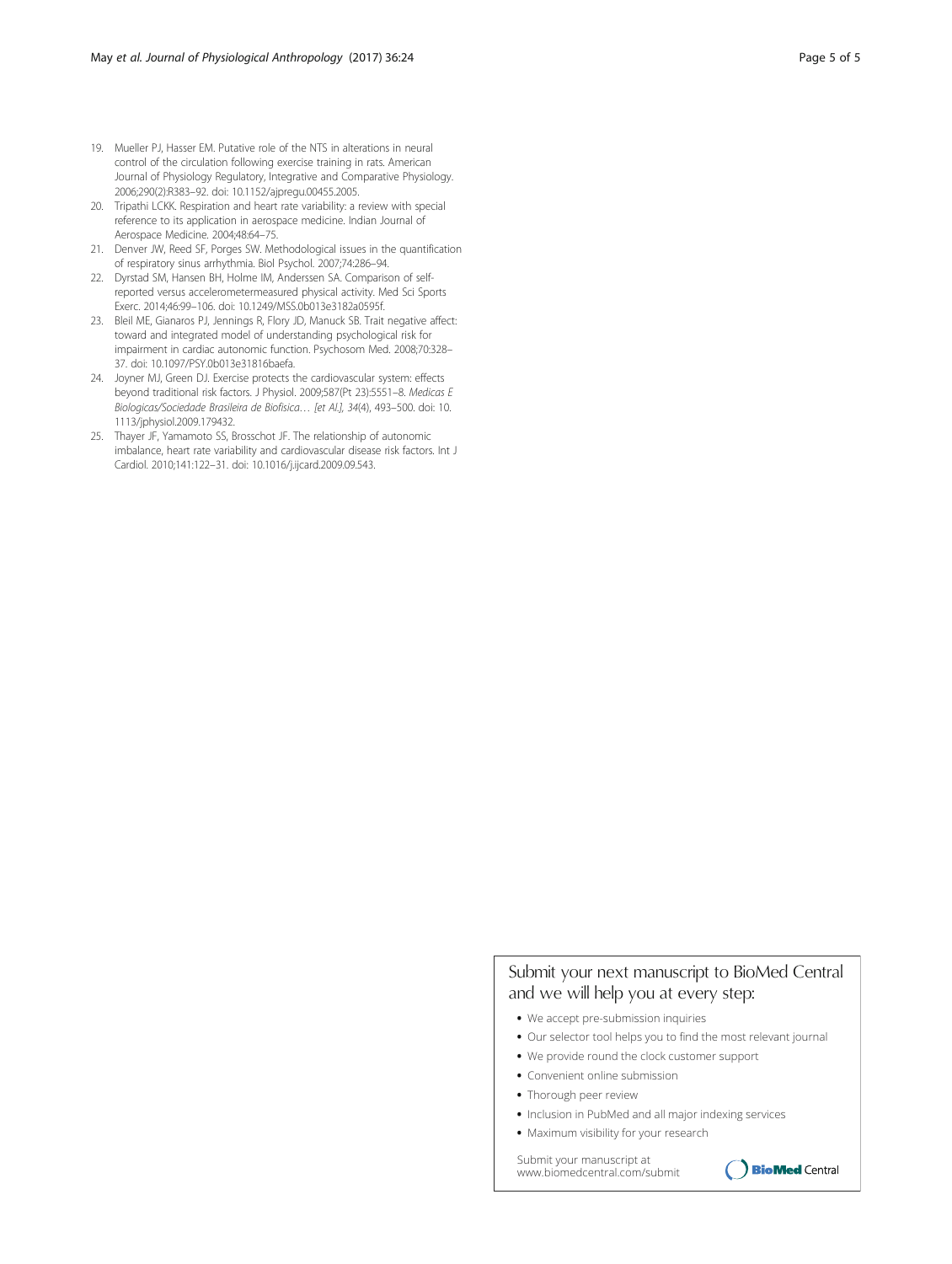19. Mueller PJ, Hasser EM. Putative role of the NTS in alterations in neural control of the circulation following exercise training in rats. American Journal of Physiology Regulatory, Integrative and Comparative Physiology. 2006;290(2):R383–92. doi: 10.1152/ajpregu.00455.2005.
20. Tripathi LCKK. Respiration and heart rate variability: a review with special reference to its application in aerospace medicine. Indian Journal of Aerospace Medicine. 2004;48:64–75.
21. Denver JW, Reed SF, Porges SW. Methodological issues in the quantification of respiratory sinus arrhythmia. Biol Psychol. 2007;74:286–94.
22. Dyrstad SM, Hansen BH, Holme IM, Anderssen SA. Comparison of self-reported versus accelerometermeasured physical activity. Med Sci Sports Exerc. 2014;46:99–106. doi: 10.1249/MSS.0b013e3182a0595f.
23. Bleil ME, Gianaros PJ, Jennings R, Flory JD, Manuck SB. Trait negative affect: toward and integrated model of understanding psychological risk for impairment in cardiac autonomic function. Psychosom Med. 2008;70:328–37. doi: 10.1097/PSY.0b013e31816baefa.
24. Joyner MJ, Green DJ. Exercise protects the cardiovascular system: effects beyond traditional risk factors. J Physiol. 2009;587(Pt 23):5551–8. *Medicas E Biologicas/Sociedade Brasileira de Biofisica… [et Al.], 34*(4), 493–500. doi: 10.1113/jphysiol.2009.179432.
25. Thayer JF, Yamamoto SS, Brosschot JF. The relationship of autonomic imbalance, heart rate variability and cardiovascular disease risk factors. Int J Cardiol. 2010;141:122–31. doi: 10.1016/j.ijcard.2009.09.543.

Submit your next manuscript to BioMed Central and we will help you at every step:

- We accept pre-submission inquiries
- Our selector tool helps you to find the most relevant journal
- We provide round the clock customer support
- Convenient online submission
- Thorough peer review
- Inclusion in PubMed and all major indexing services
- Maximum visibility for your research

Submit your manuscript at www.biomedcentral.com/submit

BioMed Central